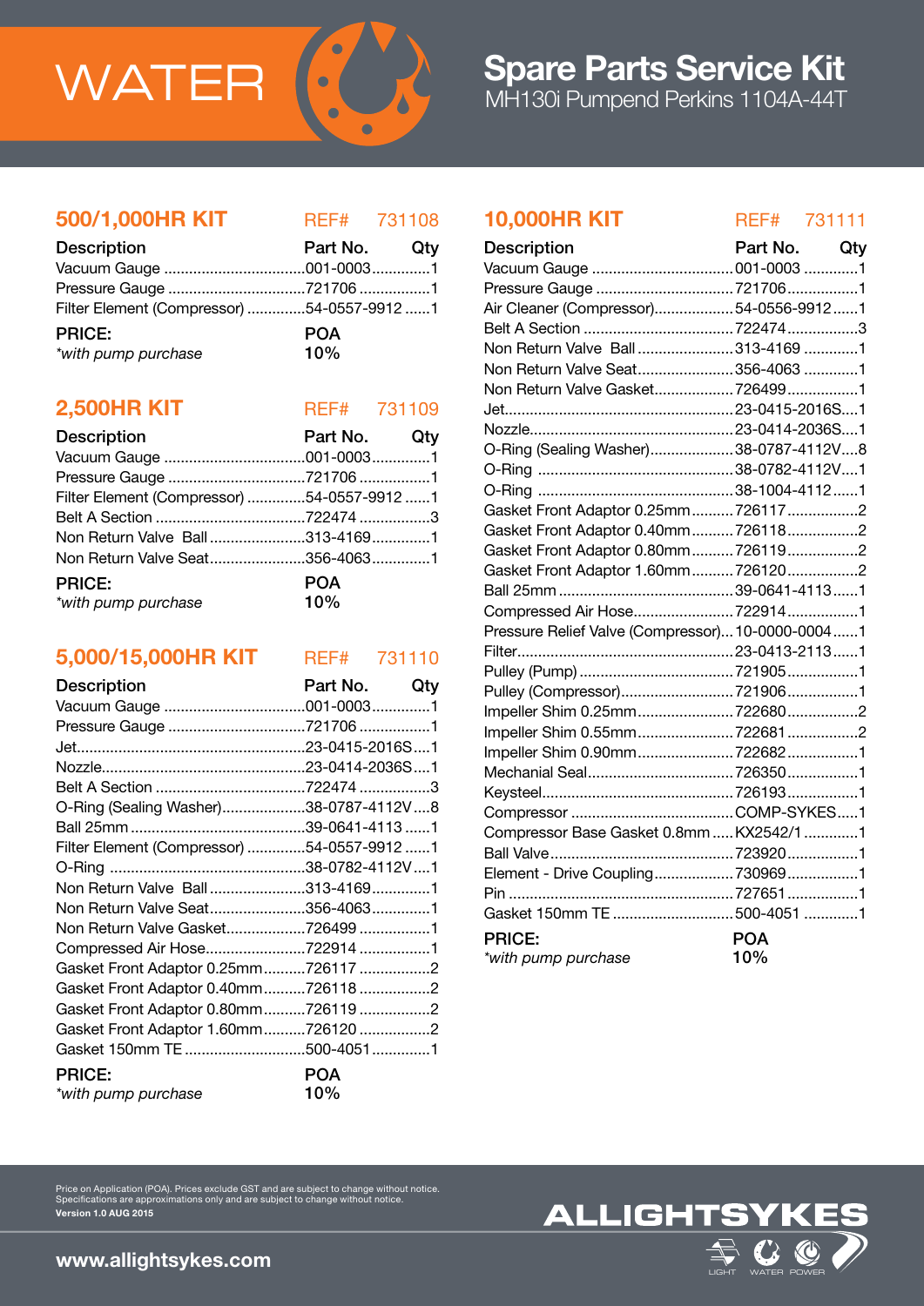# WATER

## Spare Parts Service Kit

MH130i Pumpend Perkins 1104A-44T

### 500/1,000HR KIT

REF# 731108

| Description | Part No. | Qty |
|---|---|---|
| Vacuum Gauge | 001-0003 | 1 |
| Pressure Gauge | 721706 | 1 |
| Filter Element (Compressor) | 54-0557-9912 | 1 |

**PRICE:** POA

*with pump purchase* 10%

### 2,500HR KIT

REF# 731109

| Description | Part No. | Qty |
|---|---|---|
| Vacuum Gauge | 001-0003 | 1 |
| Pressure Gauge | 721706 | 1 |
| Filter Element (Compressor) | 54-0557-9912 | 1 |
| Belt A Section | 722474 | 3 |
| Non Return Valve Ball | 313-4169 | 1 |
| Non Return Valve Seat | 356-4063 | 1 |

**PRICE:** POA

*with pump purchase* 10%

### 5,000/15,000HR KIT

REF# 731110

| Description | Part No. | Qty |
|---|---|---|
| Vacuum Gauge | 001-0003 | 1 |
| Pressure Gauge | 721706 | 1 |
| Jet | 23-0415-2016S | 1 |
| Nozzle | 23-0414-2036S | 1 |
| Belt A Section | 722474 | 3 |
| O-Ring (Sealing Washer) | 38-0787-4112V | 8 |
| Ball 25mm | 39-0641-4113 | 1 |
| Filter Element (Compressor) | 54-0557-9912 | 1 |
| O-Ring | 38-0782-4112V | 1 |
| Non Return Valve Ball | 313-4169 | 1 |
| Non Return Valve Seat | 356-4063 | 1 |
| Non Return Valve Gasket | 726499 | 1 |
| Compressed Air Hose | 722914 | 1 |
| Gasket Front Adaptor 0.25mm | 726117 | 2 |
| Gasket Front Adaptor 0.40mm | 726118 | 2 |
| Gasket Front Adaptor 0.80mm | 726119 | 2 |
| Gasket Front Adaptor 1.60mm | 726120 | 2 |
| Gasket 150mm TE | 500-4051 | 1 |

**PRICE:** POA

*with pump purchase* 10%

### 10,000HR KIT

REF# 731111

| Description | Part No. | Qty |
|---|---|---|
| Vacuum Gauge | 001-0003 | 1 |
| Pressure Gauge | 721706 | 1 |
| Air Cleaner (Compressor) | 54-0556-9912 | 1 |
| Belt A Section | 722474 | 3 |
| Non Return Valve Ball | 313-4169 | 1 |
| Non Return Valve Seat | 356-4063 | 1 |
| Non Return Valve Gasket | 726499 | 1 |
| Jet | 23-0415-2016S | 1 |
| Nozzle | 23-0414-2036S | 1 |
| O-Ring (Sealing Washer) | 38-0787-4112V | 8 |
| O-Ring | 38-0782-4112V | 1 |
| O-Ring | 38-1004-4112 | 1 |
| Gasket Front Adaptor 0.25mm | 726117 | 2 |
| Gasket Front Adaptor 0.40mm | 726118 | 2 |
| Gasket Front Adaptor 0.80mm | 726119 | 2 |
| Gasket Front Adaptor 1.60mm | 726120 | 2 |
| Ball 25mm | 39-0641-4113 | 1 |
| Compressed Air Hose | 722914 | 1 |
| Pressure Relief Valve (Compressor) | 10-0000-0004 | 1 |
| Filter | 23-0413-2113 | 1 |
| Pulley (Pump) | 721905 | 1 |
| Pulley (Compressor) | 721906 | 1 |
| Impeller Shim 0.25mm | 722680 | 2 |
| Impeller Shim 0.55mm | 722681 | 2 |
| Impeller Shim 0.90mm | 722682 | 1 |
| Mechanial Seal | 726350 | 1 |
| Keysteel | 726193 | 1 |
| Compressor | COMP-SYKES | 1 |
| Compressor Base Gasket 0.8mm | KX2542/1 | 1 |
| Ball Valve | 723920 | 1 |
| Element - Drive Coupling | 730969 | 1 |
| Pin | 727651 | 1 |
| Gasket 150mm TE | 500-4051 | 1 |

**PRICE:** POA

*with pump purchase* 10%

Price on Application (POA). Prices exclude GST and are subject to change without notice.
Specifications are approximations only and are subject to change without notice.
**Version 1.0 AUG 2015**

**www.allightsykes.com**

ALLIGHTSYKES

LIGHT WATER POWER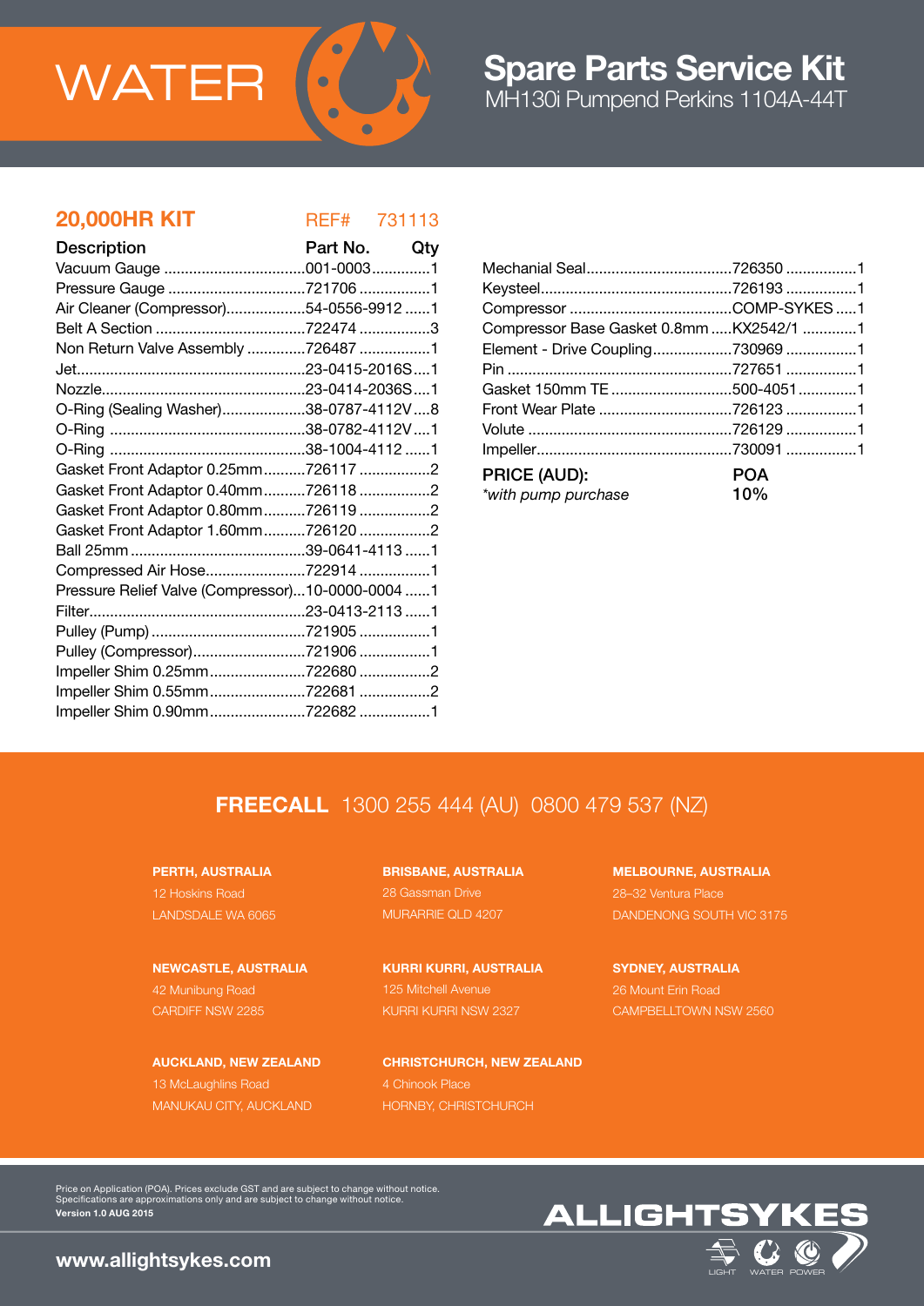WATER

# Spare Parts Service Kit

MH130i Pumpend Perkins 1104A-44T

## 20,000HR KIT

REF# 731113

| Description | Part No. | Qty |
|---|---|---|
| Vacuum Gauge | 001-0003 | 1 |
| Pressure Gauge | 721706 | 1 |
| Air Cleaner (Compressor) | 54-0556-9912 | 1 |
| Belt A Section | 722474 | 3 |
| Non Return Valve Assembly | 726487 | 1 |
| Jet | 23-0415-2016S | 1 |
| Nozzle | 23-0414-2036S | 1 |
| O-Ring (Sealing Washer) | 38-0787-4112V | 8 |
| O-Ring | 38-0782-4112V | 1 |
| O-Ring | 38-1004-4112 | 1 |
| Gasket Front Adaptor 0.25mm | 726117 | 2 |
| Gasket Front Adaptor 0.40mm | 726118 | 2 |
| Gasket Front Adaptor 0.80mm | 726119 | 2 |
| Gasket Front Adaptor 1.60mm | 726120 | 2 |
| Ball 25mm | 39-0641-4113 | 1 |
| Compressed Air Hose | 722914 | 1 |
| Pressure Relief Valve (Compressor) | 10-0000-0004 | 1 |
| Filter | 23-0413-2113 | 1 |
| Pulley (Pump) | 721905 | 1 |
| Pulley (Compressor) | 721906 | 1 |
| Impeller Shim 0.25mm | 722680 | 2 |
| Impeller Shim 0.55mm | 722681 | 2 |
| Impeller Shim 0.90mm | 722682 | 1 |
| Mechanial Seal | 726350 | 1 |
| Keysteel | 726193 | 1 |
| Compressor | COMP-SYKES | 1 |
| Compressor Base Gasket 0.8mm | KX2542/1 | 1 |
| Element - Drive Coupling | 730969 | 1 |
| Pin | 727651 | 1 |
| Gasket 150mm TE | 500-4051 | 1 |
| Front Wear Plate | 726123 | 1 |
| Volute | 726129 | 1 |
| Impeller | 730091 | 1 |

**PRICE (AUD):** **POA**

*\*with pump purchase* **10%**

**FREECALL** 1300 255 444 (AU) 0800 479 537 (NZ)

**PERTH, AUSTRALIA**
12 Hoskins Road
LANDSDALE WA 6065

**BRISBANE, AUSTRALIA**
28 Gassman Drive
MURARRIE QLD 4207

**MELBOURNE, AUSTRALIA**
28–32 Ventura Place
DANDENONG SOUTH VIC 3175

**NEWCASTLE, AUSTRALIA**
42 Munibung Road
CARDIFF NSW 2285

**KURRI KURRI, AUSTRALIA**
125 Mitchell Avenue
KURRI KURRI NSW 2327

**SYDNEY, AUSTRALIA**
26 Mount Erin Road
CAMPBELLTOWN NSW 2560

**AUCKLAND, NEW ZEALAND**
13 McLaughlins Road
MANUKAU CITY, AUCKLAND

**CHRISTCHURCH, NEW ZEALAND**
4 Chinook Place
HORNBY, CHRISTCHURCH

Price on Application (POA). Prices exclude GST and are subject to change without notice.
Specifications are approximations only and are subject to change without notice.
**Version 1.0 AUG 2015**

ALLIGHTSYKES

LIGHT WATER POWER

**www.allightsykes.com**